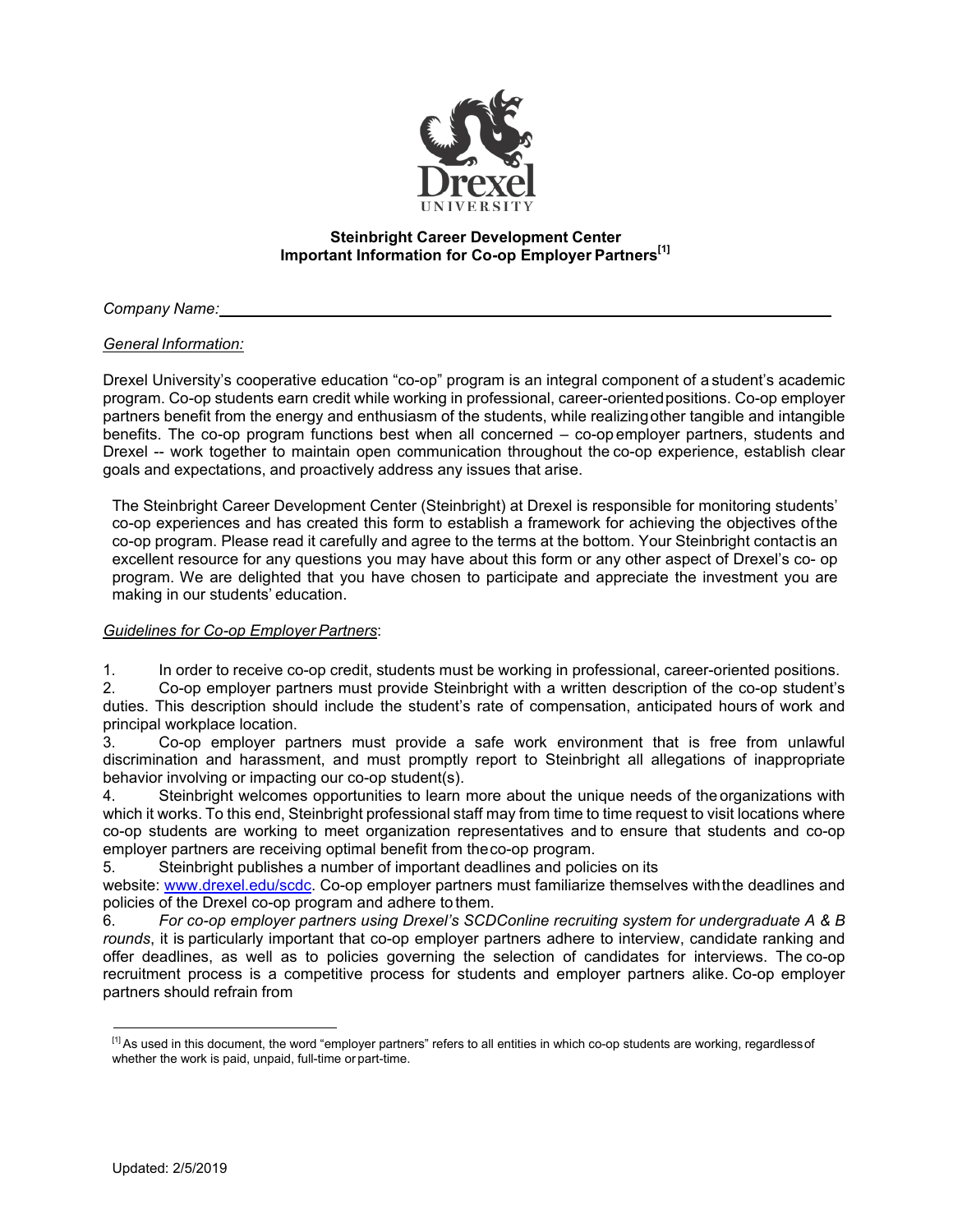**Steinbright Career Development Center**
**Important Information for Co-op Employer Partners[1]**

*Company Name:* ______________________________________________

*General Information:*

Drexel University's cooperative education "co-op" program is an integral component of a student's academic program. Co-op students earn credit while working in professional, career-oriented positions. Co-op employer partners benefit from the energy and enthusiasm of the students, while realizing other tangible and intangible benefits. The co-op program functions best when all concerned – co-op employer partners, students and Drexel -- work together to maintain open communication throughout the co-op experience, establish clear goals and expectations, and proactively address any issues that arise.

The Steinbright Career Development Center (Steinbright) at Drexel is responsible for monitoring students' co-op experiences and has created this form to establish a framework for achieving the objectives of the co-op program. Please read it carefully and agree to the terms at the bottom. Your Steinbright contact is an excellent resource for any questions you may have about this form or any other aspect of Drexel's co- op program. We are delighted that you have chosen to participate and appreciate the investment you are making in our students' education.

*Guidelines for Co-op Employer Partners*:

1. In order to receive co-op credit, students must be working in professional, career-oriented positions.
2. Co-op employer partners must provide Steinbright with a written description of the co-op student's duties. This description should include the student's rate of compensation, anticipated hours of work and principal workplace location.
3. Co-op employer partners must provide a safe work environment that is free from unlawful discrimination and harassment, and must promptly report to Steinbright all allegations of inappropriate behavior involving or impacting our co-op student(s).
4. Steinbright welcomes opportunities to learn more about the unique needs of the organizations with which it works. To this end, Steinbright professional staff may from time to time request to visit locations where co-op students are working to meet organization representatives and to ensure that students and co-op employer partners are receiving optimal benefit from the co-op program.
5. Steinbright publishes a number of important deadlines and policies on its website: www.drexel.edu/scdc. Co-op employer partners must familiarize themselves with the deadlines and policies of the Drexel co-op program and adhere to them.
6. *For co-op employer partners using Drexel's SCDConline recruiting system for undergraduate A & B rounds*, it is particularly important that co-op employer partners adhere to interview, candidate ranking and offer deadlines, as well as to policies governing the selection of candidates for interviews. The co-op recruitment process is a competitive process for students and employer partners alike. Co-op employer partners should refrain from

[1] As used in this document, the word "employer partners" refers to all entities in which co-op students are working, regardless of whether the work is paid, unpaid, full-time or part-time.

Updated: 2/5/2019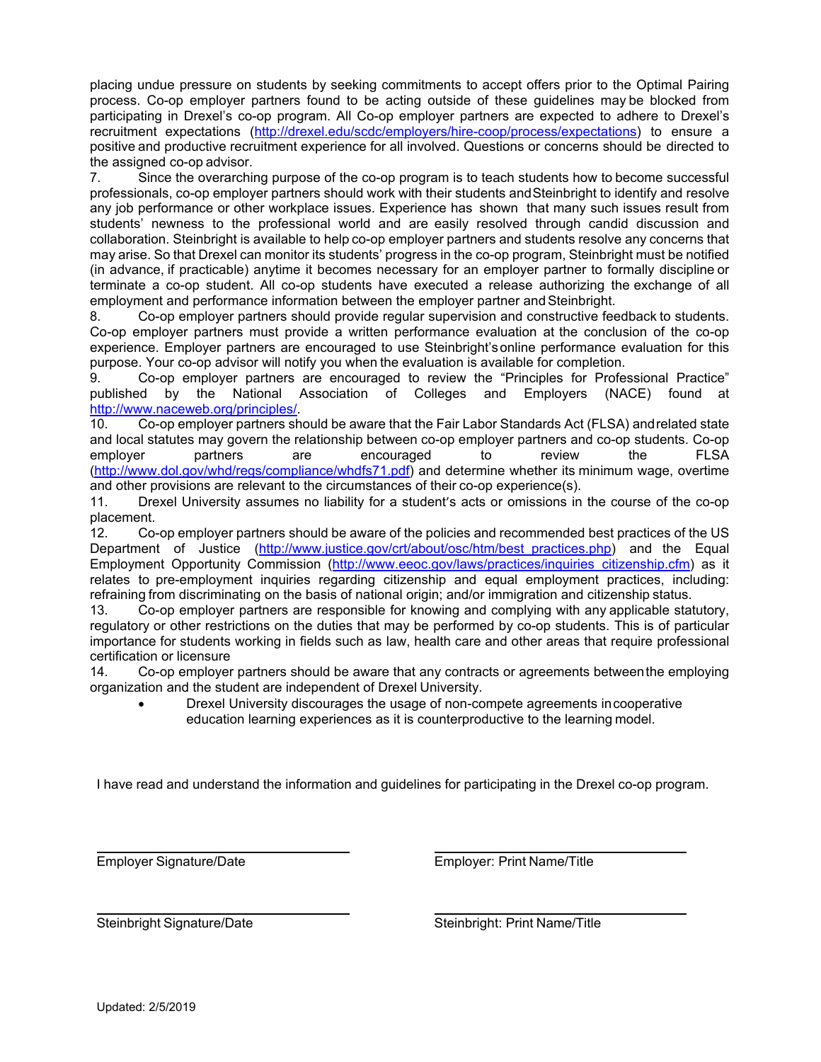placing undue pressure on students by seeking commitments to accept offers prior to the Optimal Pairing process. Co-op employer partners found to be acting outside of these guidelines may be blocked from participating in Drexel's co-op program. All Co-op employer partners are expected to adhere to Drexel's recruitment expectations (http://drexel.edu/scdc/employers/hire-coop/process/expectations) to ensure a positive and productive recruitment experience for all involved. Questions or concerns should be directed to the assigned co-op advisor.

7. Since the overarching purpose of the co-op program is to teach students how to become successful professionals, co-op employer partners should work with their students and Steinbright to identify and resolve any job performance or other workplace issues. Experience has shown that many such issues result from students' newness to the professional world and are easily resolved through candid discussion and collaboration. Steinbright is available to help co-op employer partners and students resolve any concerns that may arise. So that Drexel can monitor its students' progress in the co-op program, Steinbright must be notified (in advance, if practicable) anytime it becomes necessary for an employer partner to formally discipline or terminate a co-op student. All co-op students have executed a release authorizing the exchange of all employment and performance information between the employer partner and Steinbright.

8. Co-op employer partners should provide regular supervision and constructive feedback to students. Co-op employer partners must provide a written performance evaluation at the conclusion of the co-op experience. Employer partners are encouraged to use Steinbright's online performance evaluation for this purpose. Your co-op advisor will notify you when the evaluation is available for completion.

9. Co-op employer partners are encouraged to review the "Principles for Professional Practice" published by the National Association of Colleges and Employers (NACE) found at http://www.naceweb.org/principles/.

10. Co-op employer partners should be aware that the Fair Labor Standards Act (FLSA) and related state and local statutes may govern the relationship between co-op employer partners and co-op students. Co-op employer partners are encouraged to review the FLSA (http://www.dol.gov/whd/regs/compliance/whdfs71.pdf) and determine whether its minimum wage, overtime and other provisions are relevant to the circumstances of their co-op experience(s).

11. Drexel University assumes no liability for a student's acts or omissions in the course of the co-op placement.

12. Co-op employer partners should be aware of the policies and recommended best practices of the US Department of Justice (http://www.justice.gov/crt/about/osc/htm/best_practices.php) and the Equal Employment Opportunity Commission (http://www.eeoc.gov/laws/practices/inquiries_citizenship.cfm) as it relates to pre-employment inquiries regarding citizenship and equal employment practices, including: refraining from discriminating on the basis of national origin; and/or immigration and citizenship status.

13. Co-op employer partners are responsible for knowing and complying with any applicable statutory, regulatory or other restrictions on the duties that may be performed by co-op students. This is of particular importance for students working in fields such as law, health care and other areas that require professional certification or licensure

14. Co-op employer partners should be aware that any contracts or agreements between the employing organization and the student are independent of Drexel University.

- Drexel University discourages the usage of non-compete agreements in cooperative education learning experiences as it is counterproductive to the learning model.

I have read and understand the information and guidelines for participating in the Drexel co-op program.

| | |
|---|---|
| Employer Signature/Date | Employer: Print Name/Title |
| Steinbright Signature/Date | Steinbright: Print Name/Title |

Updated: 2/5/2019